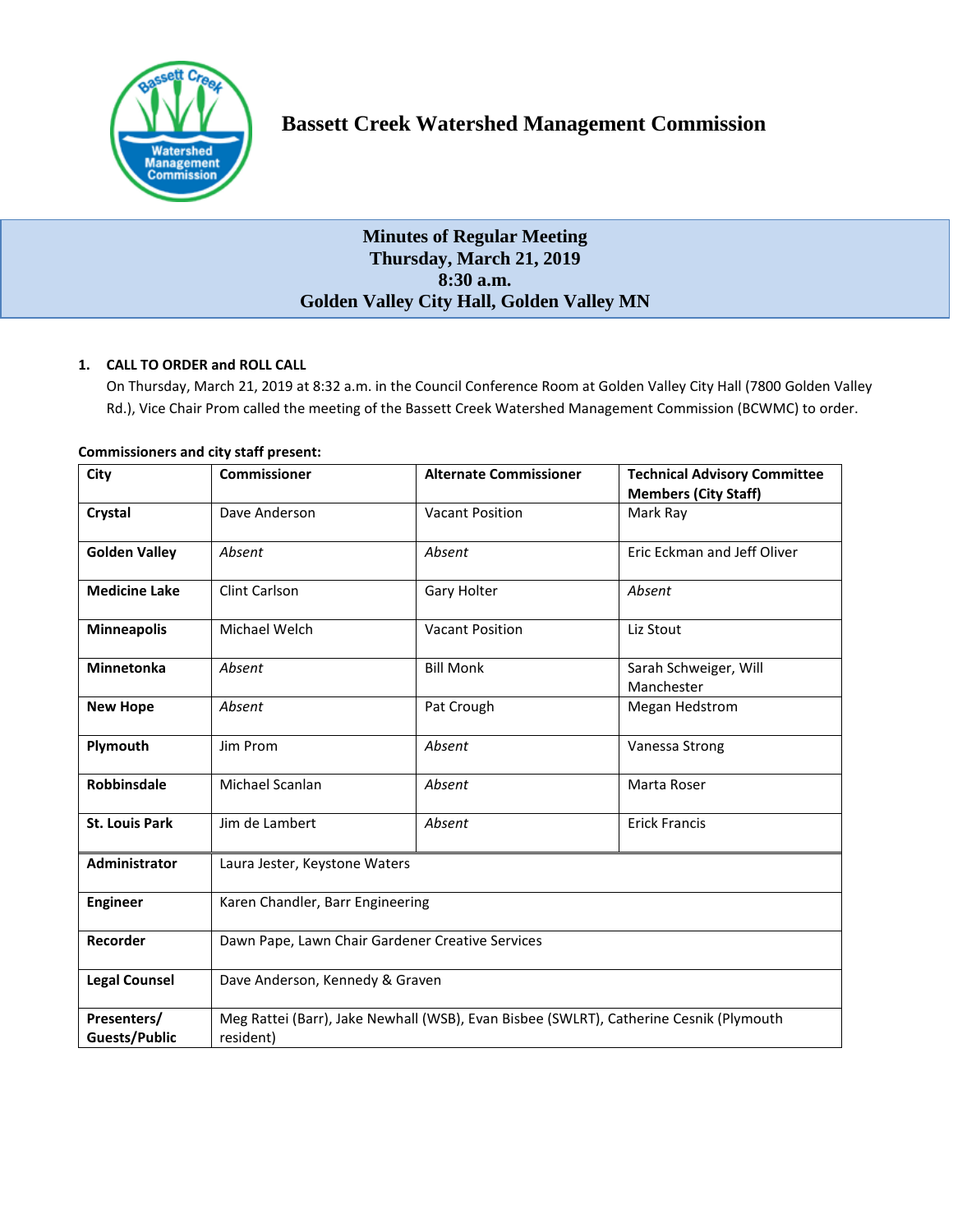# Bassett Creek Watershed Management Commission

## Minutes of Regular Meeting
## Thursday, March 21, 2019
## 8:30 a.m.
## Golden Valley City Hall, Golden Valley MN

**1. CALL TO ORDER and ROLL CALL**

On Thursday, March 21, 2019 at 8:32 a.m. in the Council Conference Room at Golden Valley City Hall (7800 Golden Valley Rd.), Vice Chair Prom called the meeting of the Bassett Creek Watershed Management Commission (BCWMC) to order.

**Commissioners and city staff present:**

| City | Commissioner | Alternate Commissioner | Technical Advisory Committee Members (City Staff) |
|---|---|---|---|
| **Crystal** | Dave Anderson | Vacant Position | Mark Ray |
| **Golden Valley** | *Absent* | *Absent* | Eric Eckman and Jeff Oliver |
| **Medicine Lake** | Clint Carlson | Gary Holter | *Absent* |
| **Minneapolis** | Michael Welch | Vacant Position | Liz Stout |
| **Minnetonka** | *Absent* | Bill Monk | Sarah Schweiger, Will Manchester |
| **New Hope** | *Absent* | Pat Crough | Megan Hedstrom |
| **Plymouth** | Jim Prom | *Absent* | Vanessa Strong |
| **Robbinsdale** | Michael Scanlan | *Absent* | Marta Roser |
| **St. Louis Park** | Jim de Lambert | *Absent* | Erick Francis |
| **Administrator** | Laura Jester, Keystone Waters | | |
| **Engineer** | Karen Chandler, Barr Engineering | | |
| **Recorder** | Dawn Pape, Lawn Chair Gardener Creative Services | | |
| **Legal Counsel** | Dave Anderson, Kennedy & Graven | | |
| **Presenters/ Guests/Public** | Meg Rattei (Barr), Jake Newhall (WSB), Evan Bisbee (SWLRT), Catherine Cesnik (Plymouth resident) | | |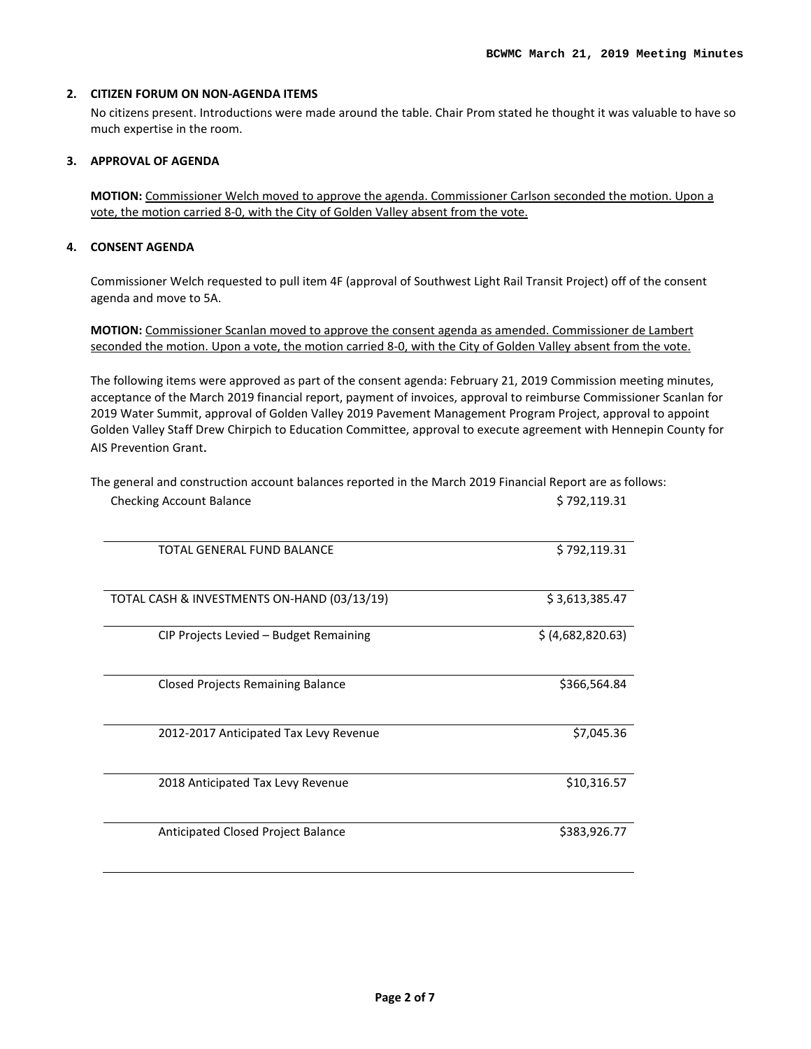## 2. CITIZEN FORUM ON NON-AGENDA ITEMS

No citizens present. Introductions were made around the table. Chair Prom stated he thought it was valuable to have so much expertise in the room.

## 3. APPROVAL OF AGENDA

**MOTION:** Commissioner Welch moved to approve the agenda. Commissioner Carlson seconded the motion. Upon a vote, the motion carried 8-0, with the City of Golden Valley absent from the vote.

## 4. CONSENT AGENDA

Commissioner Welch requested to pull item 4F (approval of Southwest Light Rail Transit Project) off of the consent agenda and move to 5A.

**MOTION:** Commissioner Scanlan moved to approve the consent agenda as amended. Commissioner de Lambert seconded the motion. Upon a vote, the motion carried 8-0, with the City of Golden Valley absent from the vote.

The following items were approved as part of the consent agenda: February 21, 2019 Commission meeting minutes, acceptance of the March 2019 financial report, payment of invoices, approval to reimburse Commissioner Scanlan for 2019 Water Summit, approval of Golden Valley 2019 Pavement Management Program Project, approval to appoint Golden Valley Staff Drew Chirpich to Education Committee, approval to execute agreement with Hennepin County for AIS Prevention Grant**.**

The general and construction account balances reported in the March 2019 Financial Report are as follows:

| | |
|---|---|
| Checking Account Balance | $ 792,119.31 |
| TOTAL GENERAL FUND BALANCE | $ 792,119.31 |
| TOTAL CASH & INVESTMENTS ON-HAND (03/13/19) | $ 3,613,385.47 |
| CIP Projects Levied – Budget Remaining | $ (4,682,820.63) |
| Closed Projects Remaining Balance | $366,564.84 |
| 2012-2017 Anticipated Tax Levy Revenue | $7,045.36 |
| 2018 Anticipated Tax Levy Revenue | $10,316.57 |
| Anticipated Closed Project Balance | $383,926.77 |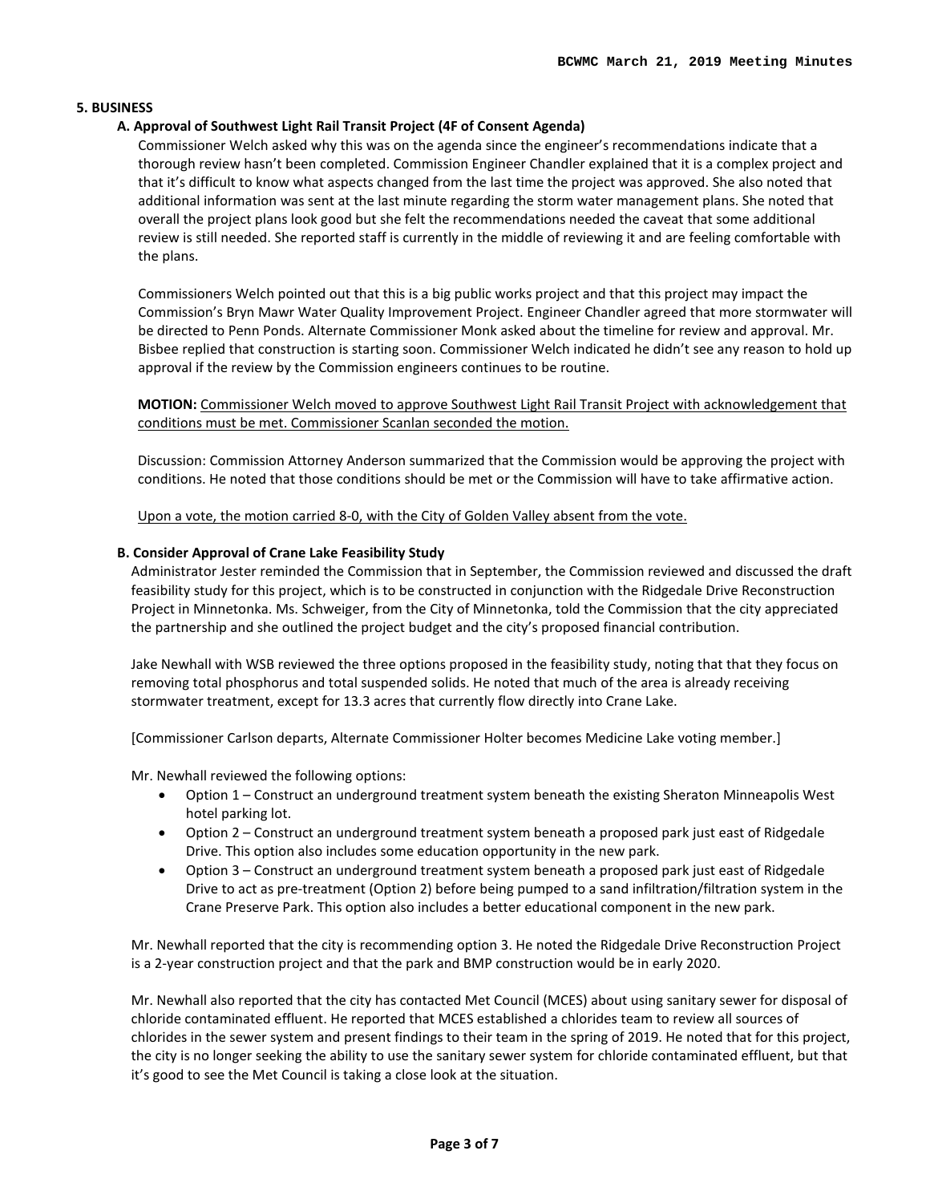## 5. BUSINESS

### A. Approval of Southwest Light Rail Transit Project (4F of Consent Agenda)

Commissioner Welch asked why this was on the agenda since the engineer's recommendations indicate that a thorough review hasn't been completed. Commission Engineer Chandler explained that it is a complex project and that it's difficult to know what aspects changed from the last time the project was approved. She also noted that additional information was sent at the last minute regarding the storm water management plans. She noted that overall the project plans look good but she felt the recommendations needed the caveat that some additional review is still needed. She reported staff is currently in the middle of reviewing it and are feeling comfortable with the plans.

Commissioners Welch pointed out that this is a big public works project and that this project may impact the Commission's Bryn Mawr Water Quality Improvement Project. Engineer Chandler agreed that more stormwater will be directed to Penn Ponds. Alternate Commissioner Monk asked about the timeline for review and approval. Mr. Bisbee replied that construction is starting soon. Commissioner Welch indicated he didn't see any reason to hold up approval if the review by the Commission engineers continues to be routine.

**MOTION:** Commissioner Welch moved to approve Southwest Light Rail Transit Project with acknowledgement that conditions must be met. Commissioner Scanlan seconded the motion.

Discussion: Commission Attorney Anderson summarized that the Commission would be approving the project with conditions. He noted that those conditions should be met or the Commission will have to take affirmative action.

Upon a vote, the motion carried 8-0, with the City of Golden Valley absent from the vote.

### B. Consider Approval of Crane Lake Feasibility Study

Administrator Jester reminded the Commission that in September, the Commission reviewed and discussed the draft feasibility study for this project, which is to be constructed in conjunction with the Ridgedale Drive Reconstruction Project in Minnetonka. Ms. Schweiger, from the City of Minnetonka, told the Commission that the city appreciated the partnership and she outlined the project budget and the city's proposed financial contribution.

Jake Newhall with WSB reviewed the three options proposed in the feasibility study, noting that that they focus on removing total phosphorus and total suspended solids. He noted that much of the area is already receiving stormwater treatment, except for 13.3 acres that currently flow directly into Crane Lake.

[Commissioner Carlson departs, Alternate Commissioner Holter becomes Medicine Lake voting member.]

Mr. Newhall reviewed the following options:

- Option 1 – Construct an underground treatment system beneath the existing Sheraton Minneapolis West hotel parking lot.
- Option 2 – Construct an underground treatment system beneath a proposed park just east of Ridgedale Drive. This option also includes some education opportunity in the new park.
- Option 3 – Construct an underground treatment system beneath a proposed park just east of Ridgedale Drive to act as pre-treatment (Option 2) before being pumped to a sand infiltration/filtration system in the Crane Preserve Park. This option also includes a better educational component in the new park.

Mr. Newhall reported that the city is recommending option 3. He noted the Ridgedale Drive Reconstruction Project is a 2-year construction project and that the park and BMP construction would be in early 2020.

Mr. Newhall also reported that the city has contacted Met Council (MCES) about using sanitary sewer for disposal of chloride contaminated effluent. He reported that MCES established a chlorides team to review all sources of chlorides in the sewer system and present findings to their team in the spring of 2019. He noted that for this project, the city is no longer seeking the ability to use the sanitary sewer system for chloride contaminated effluent, but that it's good to see the Met Council is taking a close look at the situation.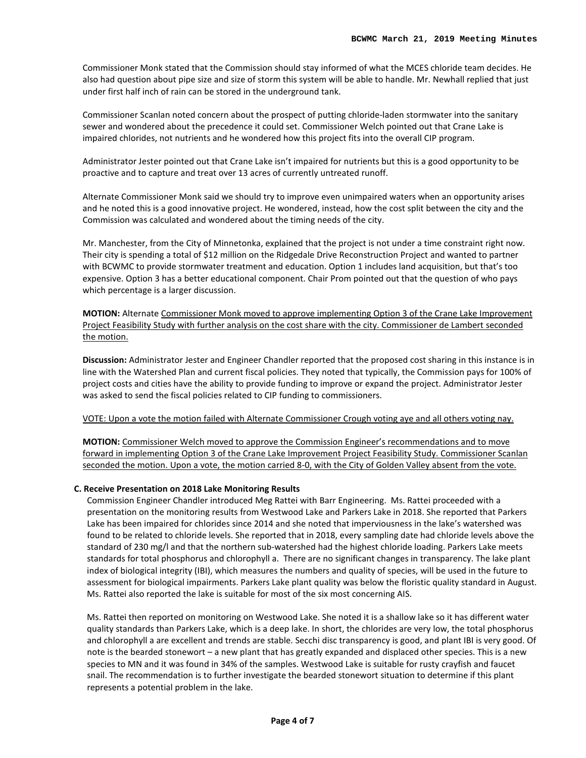Commissioner Monk stated that the Commission should stay informed of what the MCES chloride team decides. He also had question about pipe size and size of storm this system will be able to handle. Mr. Newhall replied that just under first half inch of rain can be stored in the underground tank.

Commissioner Scanlan noted concern about the prospect of putting chloride-laden stormwater into the sanitary sewer and wondered about the precedence it could set. Commissioner Welch pointed out that Crane Lake is impaired chlorides, not nutrients and he wondered how this project fits into the overall CIP program.

Administrator Jester pointed out that Crane Lake isn't impaired for nutrients but this is a good opportunity to be proactive and to capture and treat over 13 acres of currently untreated runoff.

Alternate Commissioner Monk said we should try to improve even unimpaired waters when an opportunity arises and he noted this is a good innovative project. He wondered, instead, how the cost split between the city and the Commission was calculated and wondered about the timing needs of the city.

Mr. Manchester, from the City of Minnetonka, explained that the project is not under a time constraint right now. Their city is spending a total of $12 million on the Ridgedale Drive Reconstruction Project and wanted to partner with BCWMC to provide stormwater treatment and education. Option 1 includes land acquisition, but that's too expensive. Option 3 has a better educational component. Chair Prom pointed out that the question of who pays which percentage is a larger discussion.

**MOTION:** Alternate <u>Commissioner Monk moved to approve implementing Option 3 of the Crane Lake Improvement Project Feasibility Study with further analysis on the cost share with the city. Commissioner de Lambert seconded the motion.</u>

**Discussion:** Administrator Jester and Engineer Chandler reported that the proposed cost sharing in this instance is in line with the Watershed Plan and current fiscal policies. They noted that typically, the Commission pays for 100% of project costs and cities have the ability to provide funding to improve or expand the project. Administrator Jester was asked to send the fiscal policies related to CIP funding to commissioners.

<u>VOTE: Upon a vote the motion failed with Alternate Commissioner Crough voting aye and all others voting nay.</u>

**MOTION:** <u>Commissioner Welch moved to approve the Commission Engineer's recommendations and to move forward in implementing Option 3 of the Crane Lake Improvement Project Feasibility Study. Commissioner Scanlan seconded the motion. Upon a vote, the motion carried 8-0, with the City of Golden Valley absent from the vote.</u>

### C. Receive Presentation on 2018 Lake Monitoring Results

Commission Engineer Chandler introduced Meg Rattei with Barr Engineering. Ms. Rattei proceeded with a presentation on the monitoring results from Westwood Lake and Parkers Lake in 2018. She reported that Parkers Lake has been impaired for chlorides since 2014 and she noted that imperviousness in the lake's watershed was found to be related to chloride levels. She reported that in 2018, every sampling date had chloride levels above the standard of 230 mg/l and that the northern sub-watershed had the highest chloride loading. Parkers Lake meets standards for total phosphorus and chlorophyll a. There are no significant changes in transparency. The lake plant index of biological integrity (IBI), which measures the numbers and quality of species, will be used in the future to assessment for biological impairments. Parkers Lake plant quality was below the floristic quality standard in August. Ms. Rattei also reported the lake is suitable for most of the six most concerning AIS.

Ms. Rattei then reported on monitoring on Westwood Lake. She noted it is a shallow lake so it has different water quality standards than Parkers Lake, which is a deep lake. In short, the chlorides are very low, the total phosphorus and chlorophyll a are excellent and trends are stable. Secchi disc transparency is good, and plant IBI is very good. Of note is the bearded stonewort – a new plant that has greatly expanded and displaced other species. This is a new species to MN and it was found in 34% of the samples. Westwood Lake is suitable for rusty crayfish and faucet snail. The recommendation is to further investigate the bearded stonewort situation to determine if this plant represents a potential problem in the lake.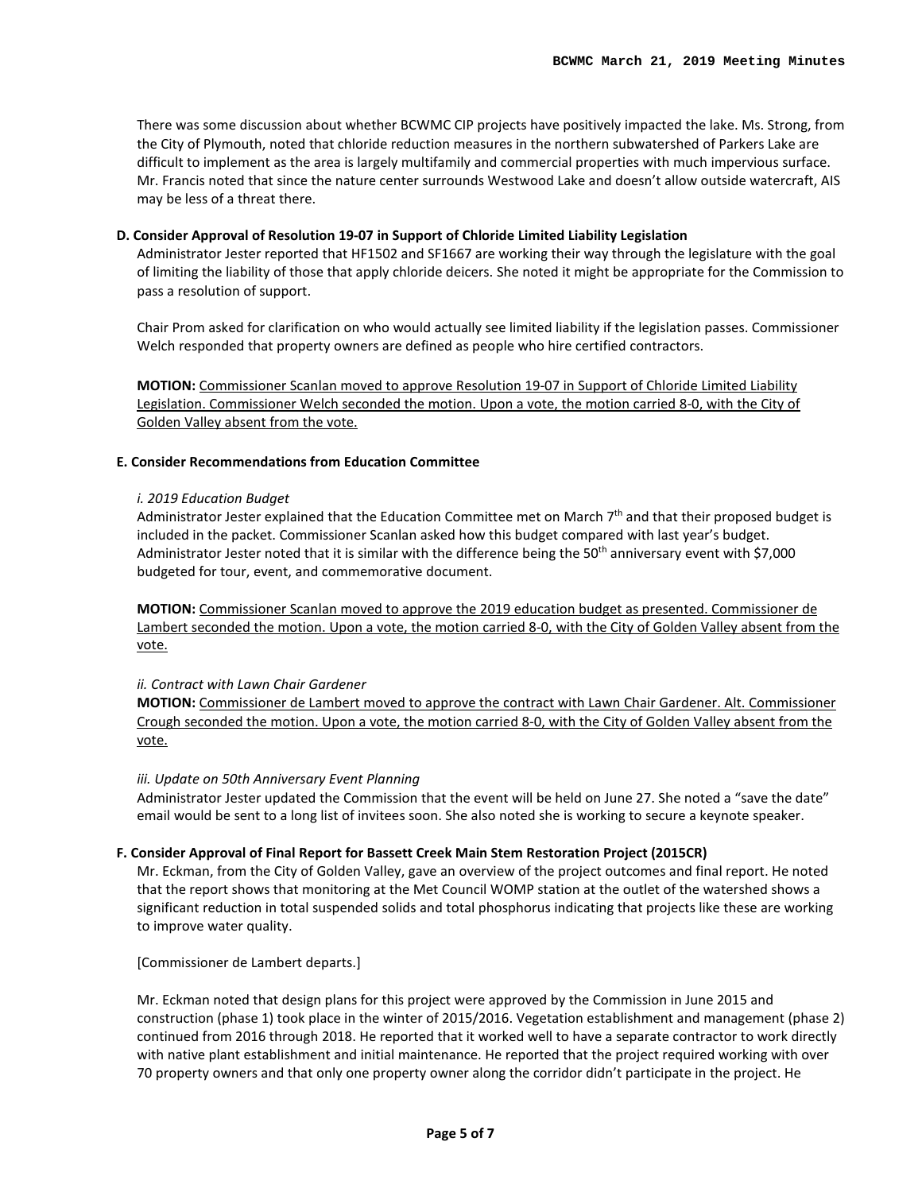There was some discussion about whether BCWMC CIP projects have positively impacted the lake. Ms. Strong, from the City of Plymouth, noted that chloride reduction measures in the northern subwatershed of Parkers Lake are difficult to implement as the area is largely multifamily and commercial properties with much impervious surface. Mr. Francis noted that since the nature center surrounds Westwood Lake and doesn't allow outside watercraft, AIS may be less of a threat there.

**D. Consider Approval of Resolution 19-07 in Support of Chloride Limited Liability Legislation**

Administrator Jester reported that HF1502 and SF1667 are working their way through the legislature with the goal of limiting the liability of those that apply chloride deicers. She noted it might be appropriate for the Commission to pass a resolution of support.

Chair Prom asked for clarification on who would actually see limited liability if the legislation passes. Commissioner Welch responded that property owners are defined as people who hire certified contractors.

**MOTION:** <u>Commissioner Scanlan moved to approve Resolution 19-07 in Support of Chloride Limited Liability Legislation. Commissioner Welch seconded the motion. Upon a vote, the motion carried 8-0, with the City of Golden Valley absent from the vote.</u>

**E. Consider Recommendations from Education Committee**

*i. 2019 Education Budget*

Administrator Jester explained that the Education Committee met on March 7th and that their proposed budget is included in the packet. Commissioner Scanlan asked how this budget compared with last year's budget. Administrator Jester noted that it is similar with the difference being the 50th anniversary event with $7,000 budgeted for tour, event, and commemorative document.

**MOTION:** <u>Commissioner Scanlan moved to approve the 2019 education budget as presented. Commissioner de Lambert seconded the motion. Upon a vote, the motion carried 8-0, with the City of Golden Valley absent from the vote.</u>

*ii. Contract with Lawn Chair Gardener*

**MOTION:** <u>Commissioner de Lambert moved to approve the contract with Lawn Chair Gardener. Alt. Commissioner Crough seconded the motion. Upon a vote, the motion carried 8-0, with the City of Golden Valley absent from the vote.</u>

*iii. Update on 50th Anniversary Event Planning*

Administrator Jester updated the Commission that the event will be held on June 27. She noted a "save the date" email would be sent to a long list of invitees soon. She also noted she is working to secure a keynote speaker.

**F. Consider Approval of Final Report for Bassett Creek Main Stem Restoration Project (2015CR)**

Mr. Eckman, from the City of Golden Valley, gave an overview of the project outcomes and final report. He noted that the report shows that monitoring at the Met Council WOMP station at the outlet of the watershed shows a significant reduction in total suspended solids and total phosphorus indicating that projects like these are working to improve water quality.

[Commissioner de Lambert departs.]

Mr. Eckman noted that design plans for this project were approved by the Commission in June 2015 and construction (phase 1) took place in the winter of 2015/2016. Vegetation establishment and management (phase 2) continued from 2016 through 2018. He reported that it worked well to have a separate contractor to work directly with native plant establishment and initial maintenance. He reported that the project required working with over 70 property owners and that only one property owner along the corridor didn't participate in the project. He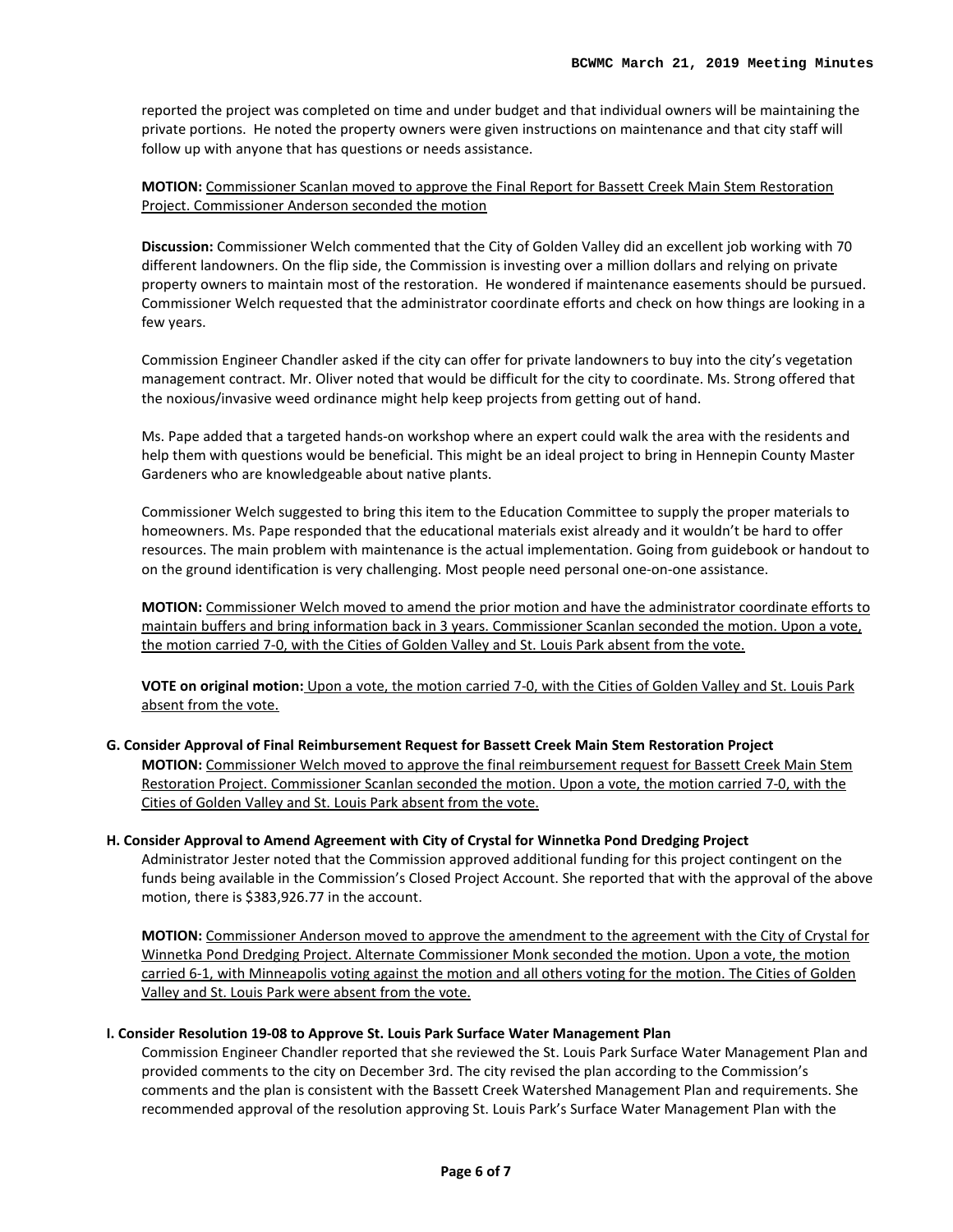reported the project was completed on time and under budget and that individual owners will be maintaining the private portions. He noted the property owners were given instructions on maintenance and that city staff will follow up with anyone that has questions or needs assistance.

**MOTION:** Commissioner Scanlan moved to approve the Final Report for Bassett Creek Main Stem Restoration Project. Commissioner Anderson seconded the motion

**Discussion:** Commissioner Welch commented that the City of Golden Valley did an excellent job working with 70 different landowners. On the flip side, the Commission is investing over a million dollars and relying on private property owners to maintain most of the restoration. He wondered if maintenance easements should be pursued. Commissioner Welch requested that the administrator coordinate efforts and check on how things are looking in a few years.

Commission Engineer Chandler asked if the city can offer for private landowners to buy into the city's vegetation management contract. Mr. Oliver noted that would be difficult for the city to coordinate. Ms. Strong offered that the noxious/invasive weed ordinance might help keep projects from getting out of hand.

Ms. Pape added that a targeted hands-on workshop where an expert could walk the area with the residents and help them with questions would be beneficial. This might be an ideal project to bring in Hennepin County Master Gardeners who are knowledgeable about native plants.

Commissioner Welch suggested to bring this item to the Education Committee to supply the proper materials to homeowners. Ms. Pape responded that the educational materials exist already and it wouldn't be hard to offer resources. The main problem with maintenance is the actual implementation. Going from guidebook or handout to on the ground identification is very challenging. Most people need personal one-on-one assistance.

**MOTION:** Commissioner Welch moved to amend the prior motion and have the administrator coordinate efforts to maintain buffers and bring information back in 3 years. Commissioner Scanlan seconded the motion. Upon a vote, the motion carried 7-0, with the Cities of Golden Valley and St. Louis Park absent from the vote.

**VOTE on original motion:** Upon a vote, the motion carried 7-0, with the Cities of Golden Valley and St. Louis Park absent from the vote.

**G. Consider Approval of Final Reimbursement Request for Bassett Creek Main Stem Restoration Project**

**MOTION:** Commissioner Welch moved to approve the final reimbursement request for Bassett Creek Main Stem Restoration Project. Commissioner Scanlan seconded the motion. Upon a vote, the motion carried 7-0, with the Cities of Golden Valley and St. Louis Park absent from the vote.

**H. Consider Approval to Amend Agreement with City of Crystal for Winnetka Pond Dredging Project**

Administrator Jester noted that the Commission approved additional funding for this project contingent on the funds being available in the Commission's Closed Project Account. She reported that with the approval of the above motion, there is $383,926.77 in the account.

**MOTION:** Commissioner Anderson moved to approve the amendment to the agreement with the City of Crystal for Winnetka Pond Dredging Project. Alternate Commissioner Monk seconded the motion. Upon a vote, the motion carried 6-1, with Minneapolis voting against the motion and all others voting for the motion. The Cities of Golden Valley and St. Louis Park were absent from the vote.

**I. Consider Resolution 19-08 to Approve St. Louis Park Surface Water Management Plan**

Commission Engineer Chandler reported that she reviewed the St. Louis Park Surface Water Management Plan and provided comments to the city on December 3rd. The city revised the plan according to the Commission's comments and the plan is consistent with the Bassett Creek Watershed Management Plan and requirements. She recommended approval of the resolution approving St. Louis Park's Surface Water Management Plan with the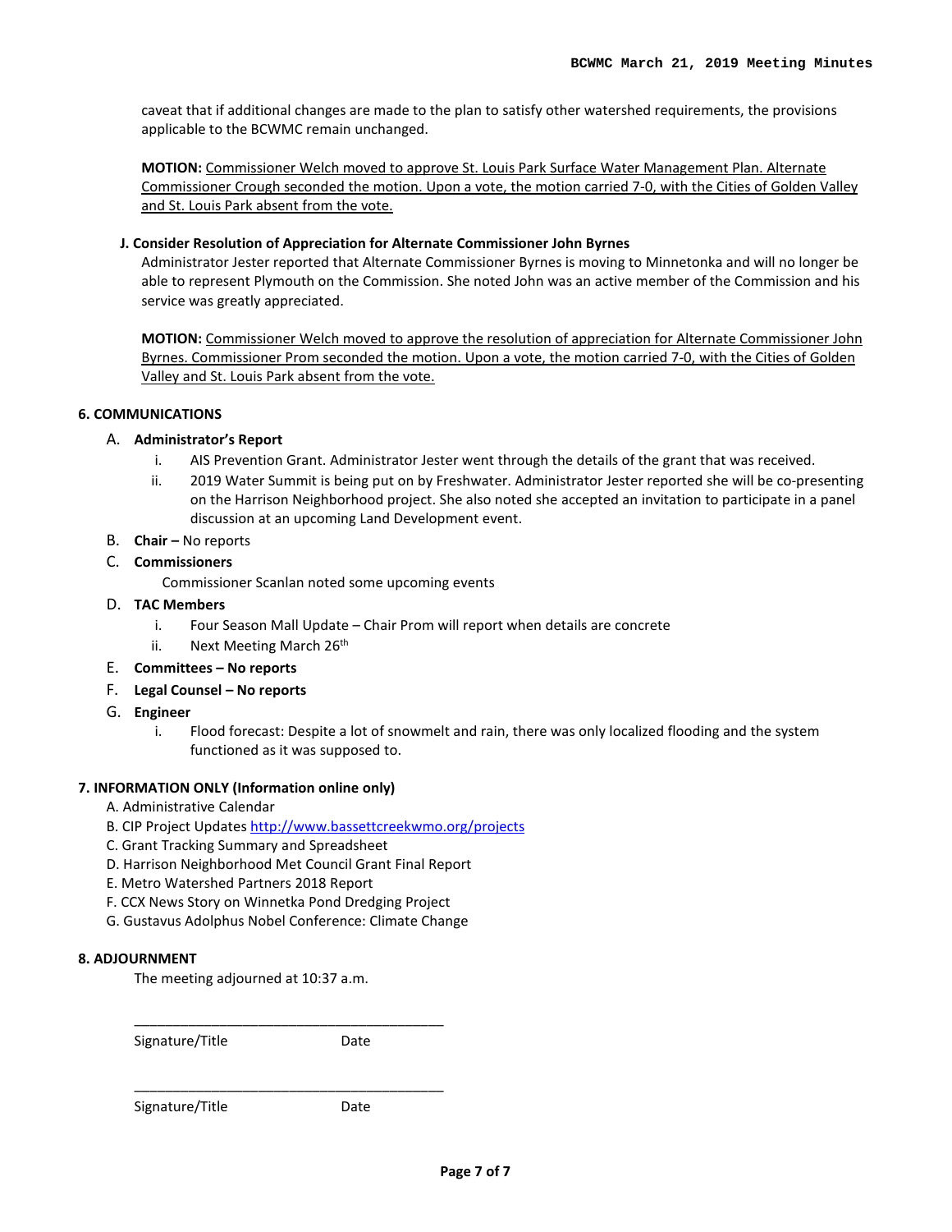caveat that if additional changes are made to the plan to satisfy other watershed requirements, the provisions applicable to the BCWMC remain unchanged.

**MOTION:** Commissioner Welch moved to approve St. Louis Park Surface Water Management Plan. Alternate Commissioner Crough seconded the motion. Upon a vote, the motion carried 7-0, with the Cities of Golden Valley and St. Louis Park absent from the vote.

**J. Consider Resolution of Appreciation for Alternate Commissioner John Byrnes**

Administrator Jester reported that Alternate Commissioner Byrnes is moving to Minnetonka and will no longer be able to represent Plymouth on the Commission. She noted John was an active member of the Commission and his service was greatly appreciated.

**MOTION:** Commissioner Welch moved to approve the resolution of appreciation for Alternate Commissioner John Byrnes. Commissioner Prom seconded the motion. Upon a vote, the motion carried 7-0, with the Cities of Golden Valley and St. Louis Park absent from the vote.

### 6. COMMUNICATIONS

A. **Administrator's Report**
   - i. AIS Prevention Grant. Administrator Jester went through the details of the grant that was received.
   - ii. 2019 Water Summit is being put on by Freshwater. Administrator Jester reported she will be co-presenting on the Harrison Neighborhood project. She also noted she accepted an invitation to participate in a panel discussion at an upcoming Land Development event.

B. **Chair –** No reports

C. **Commissioners**

   Commissioner Scanlan noted some upcoming events

D. **TAC Members**
   - i. Four Season Mall Update – Chair Prom will report when details are concrete
   - ii. Next Meeting March 26th

E. **Committees – No reports**

F. **Legal Counsel – No reports**

G. **Engineer**
   - i. Flood forecast: Despite a lot of snowmelt and rain, there was only localized flooding and the system functioned as it was supposed to.

### 7. INFORMATION ONLY (Information online only)

A. Administrative Calendar
B. CIP Project Updates http://www.bassettcreekwmo.org/projects
C. Grant Tracking Summary and Spreadsheet
D. Harrison Neighborhood Met Council Grant Final Report
E. Metro Watershed Partners 2018 Report
F. CCX News Story on Winnetka Pond Dredging Project
G. Gustavus Adolphus Nobel Conference: Climate Change

### 8. ADJOURNMENT

The meeting adjourned at 10:37 a.m.

\_\_\_\_\_\_\_\_\_\_\_\_\_\_\_\_\_\_\_\_\_\_\_\_\_\_\_\_\_\_\_\_\_\_\_\_\_\_\_\_

Signature/Title Date

\_\_\_\_\_\_\_\_\_\_\_\_\_\_\_\_\_\_\_\_\_\_\_\_\_\_\_\_\_\_\_\_\_\_\_\_\_\_\_\_

Signature/Title Date